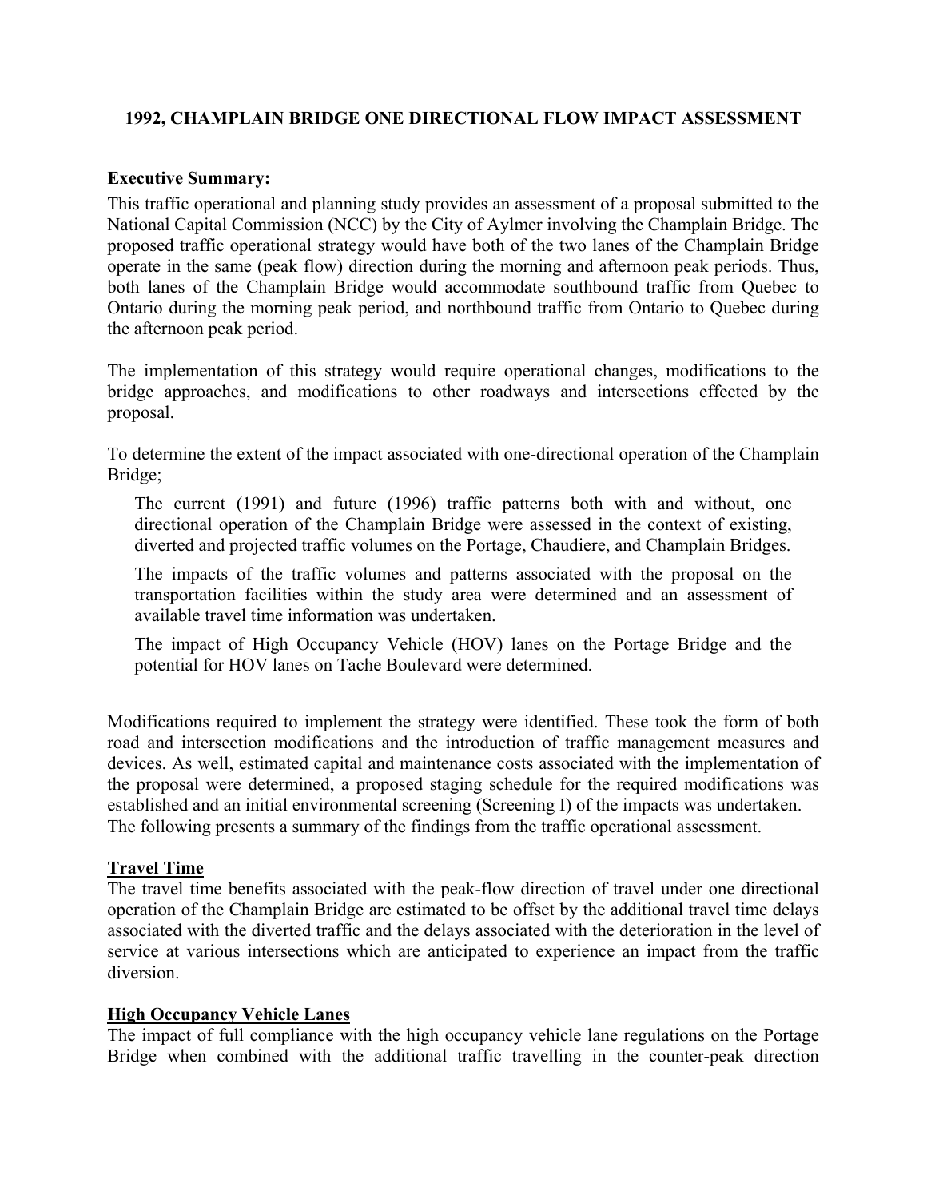## 1992, CHAMPLAIN BRIDGE ONE DIRECTIONAL FLOW IMPACT ASSESSMENT

**Executive Summary:**

This traffic operational and planning study provides an assessment of a proposal submitted to the National Capital Commission (NCC) by the City of Aylmer involving the Champlain Bridge. The proposed traffic operational strategy would have both of the two lanes of the Champlain Bridge operate in the same (peak flow) direction during the morning and afternoon peak periods. Thus, both lanes of the Champlain Bridge would accommodate southbound traffic from Quebec to Ontario during the morning peak period, and northbound traffic from Ontario to Quebec during the afternoon peak period.

The implementation of this strategy would require operational changes, modifications to the bridge approaches, and modifications to other roadways and intersections effected by the proposal.

To determine the extent of the impact associated with one-directional operation of the Champlain Bridge;

> The current (1991) and future (1996) traffic patterns both with and without, one directional operation of the Champlain Bridge were assessed in the context of existing, diverted and projected traffic volumes on the Portage, Chaudiere, and Champlain Bridges.
>
> The impacts of the traffic volumes and patterns associated with the proposal on the transportation facilities within the study area were determined and an assessment of available travel time information was undertaken.
>
> The impact of High Occupancy Vehicle (HOV) lanes on the Portage Bridge and the potential for HOV lanes on Tache Boulevard were determined.

Modifications required to implement the strategy were identified. These took the form of both road and intersection modifications and the introduction of traffic management measures and devices. As well, estimated capital and maintenance costs associated with the implementation of the proposal were determined, a proposed staging schedule for the required modifications was established and an initial environmental screening (Screening I) of the impacts was undertaken. The following presents a summary of the findings from the traffic operational assessment.

### Travel Time

The travel time benefits associated with the peak-flow direction of travel under one directional operation of the Champlain Bridge are estimated to be offset by the additional travel time delays associated with the diverted traffic and the delays associated with the deterioration in the level of service at various intersections which are anticipated to experience an impact from the traffic diversion.

### High Occupancy Vehicle Lanes

The impact of full compliance with the high occupancy vehicle lane regulations on the Portage Bridge when combined with the additional traffic travelling in the counter-peak direction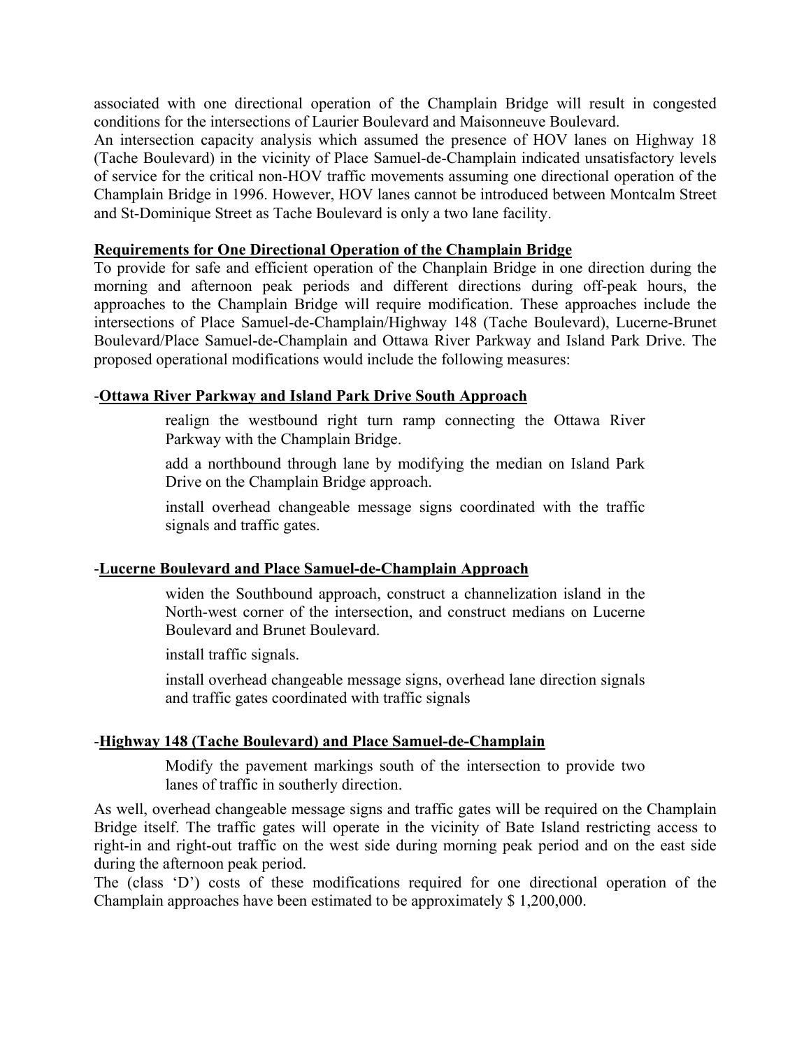associated with one directional operation of the Champlain Bridge will result in congested conditions for the intersections of Laurier Boulevard and Maisonneuve Boulevard.

An intersection capacity analysis which assumed the presence of HOV lanes on Highway 18 (Tache Boulevard) in the vicinity of Place Samuel-de-Champlain indicated unsatisfactory levels of service for the critical non-HOV traffic movements assuming one directional operation of the Champlain Bridge in 1996. However, HOV lanes cannot be introduced between Montcalm Street and St-Dominique Street as Tache Boulevard is only a two lane facility.

**Requirements for One Directional Operation of the Champlain Bridge**

To provide for safe and efficient operation of the Chanplain Bridge in one direction during the morning and afternoon peak periods and different directions during off-peak hours, the approaches to the Champlain Bridge will require modification. These approaches include the intersections of Place Samuel-de-Champlain/Highway 148 (Tache Boulevard), Lucerne-Brunet Boulevard/Place Samuel-de-Champlain and Ottawa River Parkway and Island Park Drive. The proposed operational modifications would include the following measures:

-**Ottawa River Parkway and Island Park Drive South Approach**

realign the westbound right turn ramp connecting the Ottawa River Parkway with the Champlain Bridge.

add a northbound through lane by modifying the median on Island Park Drive on the Champlain Bridge approach.

install overhead changeable message signs coordinated with the traffic signals and traffic gates.

-**Lucerne Boulevard and Place Samuel-de-Champlain Approach**

widen the Southbound approach, construct a channelization island in the North-west corner of the intersection, and construct medians on Lucerne Boulevard and Brunet Boulevard.

install traffic signals.

install overhead changeable message signs, overhead lane direction signals and traffic gates coordinated with traffic signals

-**Highway 148 (Tache Boulevard) and Place Samuel-de-Champlain**

Modify the pavement markings south of the intersection to provide two lanes of traffic in southerly direction.

As well, overhead changeable message signs and traffic gates will be required on the Champlain Bridge itself. The traffic gates will operate in the vicinity of Bate Island restricting access to right-in and right-out traffic on the west side during morning peak period and on the east side during the afternoon peak period.

The (class 'D') costs of these modifications required for one directional operation of the Champlain approaches have been estimated to be approximately $ 1,200,000.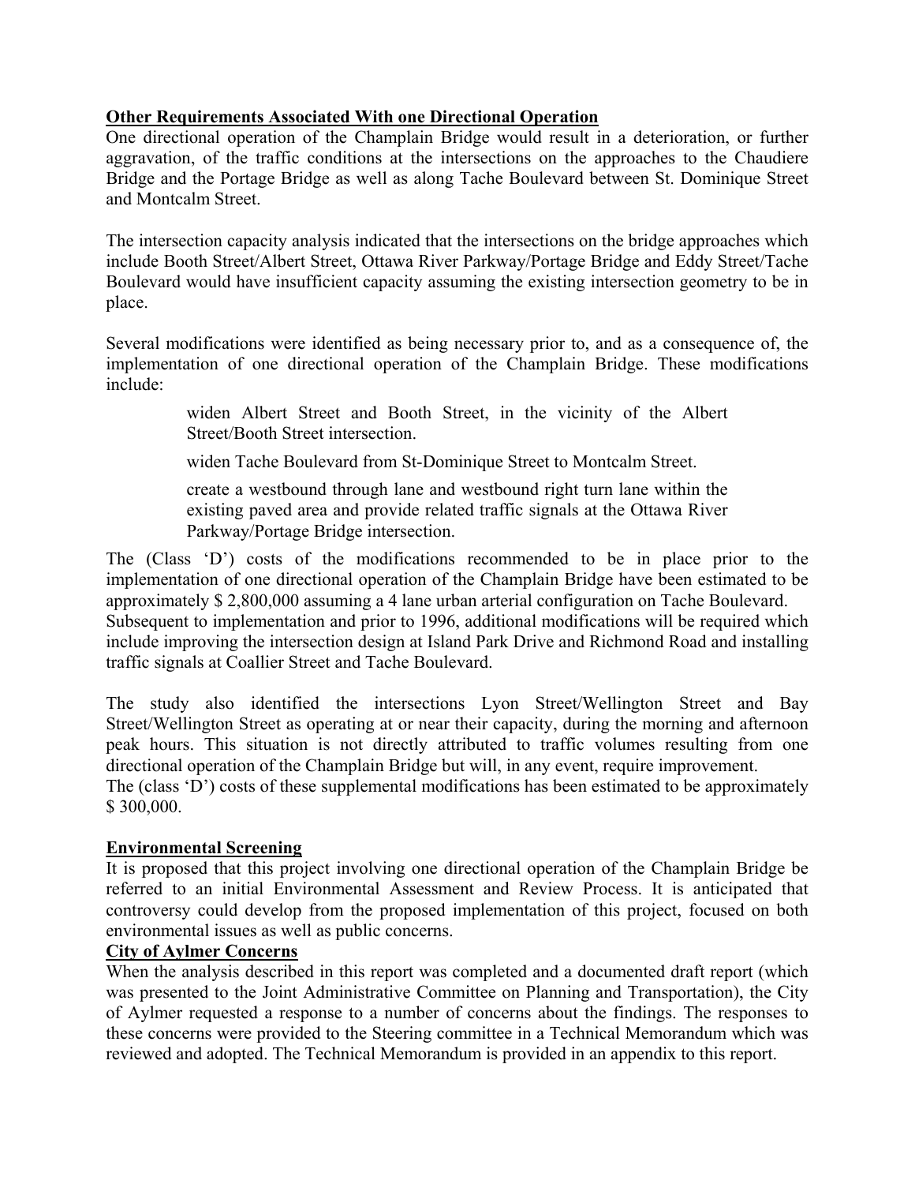**Other Requirements Associated With one Directional Operation**

One directional operation of the Champlain Bridge would result in a deterioration, or further aggravation, of the traffic conditions at the intersections on the approaches to the Chaudiere Bridge and the Portage Bridge as well as along Tache Boulevard between St. Dominique Street and Montcalm Street.

The intersection capacity analysis indicated that the intersections on the bridge approaches which include Booth Street/Albert Street, Ottawa River Parkway/Portage Bridge and Eddy Street/Tache Boulevard would have insufficient capacity assuming the existing intersection geometry to be in place.

Several modifications were identified as being necessary prior to, and as a consequence of, the implementation of one directional operation of the Champlain Bridge. These modifications include:

- widen Albert Street and Booth Street, in the vicinity of the Albert Street/Booth Street intersection.
- widen Tache Boulevard from St-Dominique Street to Montcalm Street.
- create a westbound through lane and westbound right turn lane within the existing paved area and provide related traffic signals at the Ottawa River Parkway/Portage Bridge intersection.

The (Class 'D') costs of the modifications recommended to be in place prior to the implementation of one directional operation of the Champlain Bridge have been estimated to be approximately $ 2,800,000 assuming a 4 lane urban arterial configuration on Tache Boulevard. Subsequent to implementation and prior to 1996, additional modifications will be required which include improving the intersection design at Island Park Drive and Richmond Road and installing traffic signals at Coallier Street and Tache Boulevard.

The study also identified the intersections Lyon Street/Wellington Street and Bay Street/Wellington Street as operating at or near their capacity, during the morning and afternoon peak hours. This situation is not directly attributed to traffic volumes resulting from one directional operation of the Champlain Bridge but will, in any event, require improvement. The (class 'D') costs of these supplemental modifications has been estimated to be approximately $ 300,000.

**Environmental Screening**

It is proposed that this project involving one directional operation of the Champlain Bridge be referred to an initial Environmental Assessment and Review Process. It is anticipated that controversy could develop from the proposed implementation of this project, focused on both environmental issues as well as public concerns.

**City of Aylmer Concerns**

When the analysis described in this report was completed and a documented draft report (which was presented to the Joint Administrative Committee on Planning and Transportation), the City of Aylmer requested a response to a number of concerns about the findings. The responses to these concerns were provided to the Steering committee in a Technical Memorandum which was reviewed and adopted. The Technical Memorandum is provided in an appendix to this report.